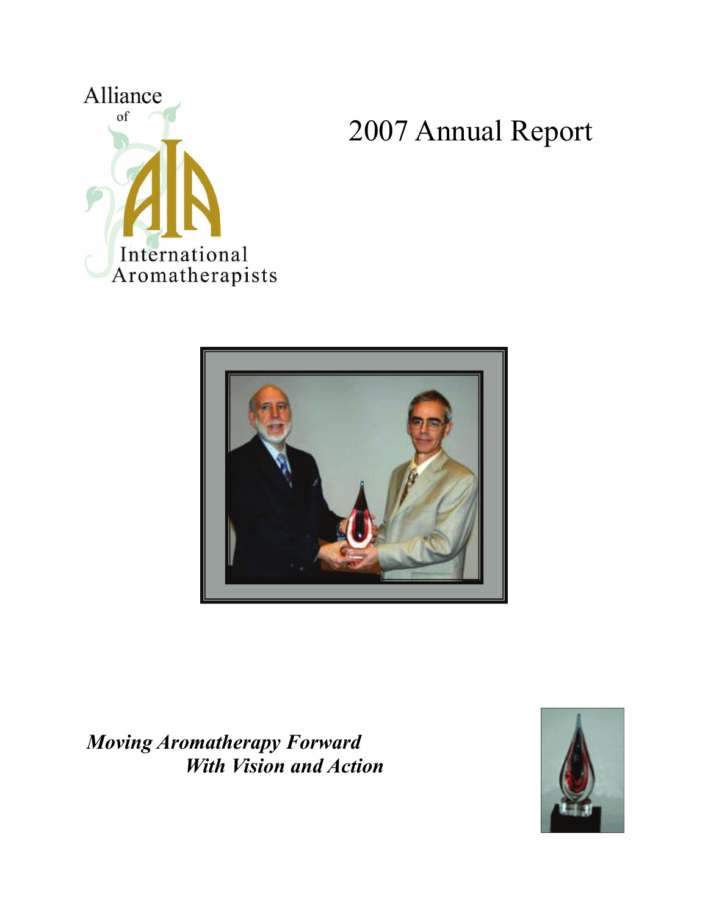Alliance of International Aromatherapists

# 2007 Annual Report

***Moving Aromatherapy Forward***
***With Vision and Action***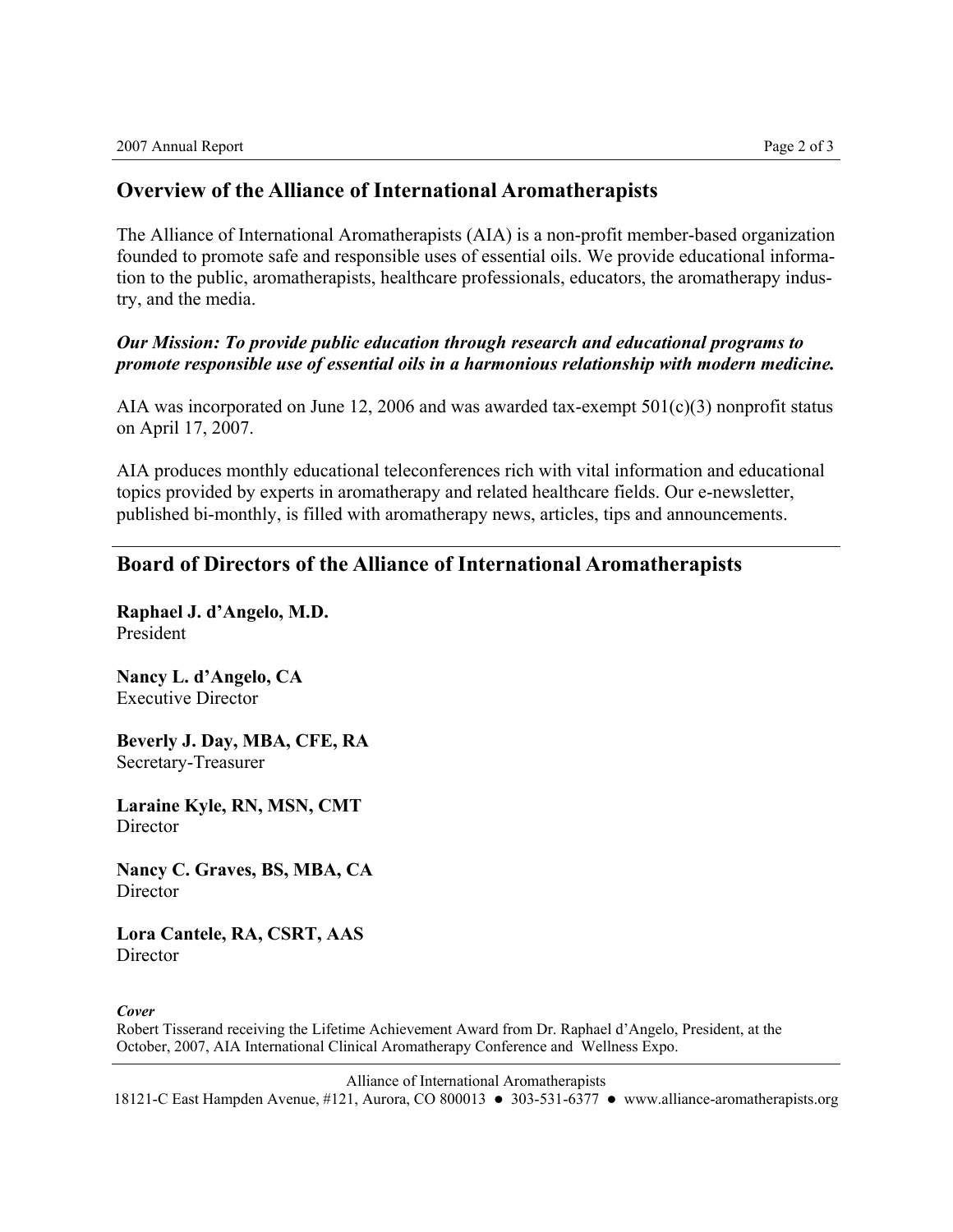## Overview of the Alliance of International Aromatherapists

The Alliance of International Aromatherapists (AIA) is a non-profit member-based organization founded to promote safe and responsible uses of essential oils. We provide educational information to the public, aromatherapists, healthcare professionals, educators, the aromatherapy industry, and the media.

***Our Mission: To provide public education through research and educational programs to promote responsible use of essential oils in a harmonious relationship with modern medicine.***

AIA was incorporated on June 12, 2006 and was awarded tax-exempt 501(c)(3) nonprofit status on April 17, 2007.

AIA produces monthly educational teleconferences rich with vital information and educational topics provided by experts in aromatherapy and related healthcare fields. Our e-newsletter, published bi-monthly, is filled with aromatherapy news, articles, tips and announcements.

## Board of Directors of the Alliance of International Aromatherapists

**Raphael J. d'Angelo, M.D.**
President

**Nancy L. d'Angelo, CA**
Executive Director

**Beverly J. Day, MBA, CFE, RA**
Secretary-Treasurer

**Laraine Kyle, RN, MSN, CMT**
Director

**Nancy C. Graves, BS, MBA, CA**
Director

**Lora Cantele, RA, CSRT, AAS**
Director

***Cover***
Robert Tisserand receiving the Lifetime Achievement Award from Dr. Raphael d'Angelo, President, at the October, 2007, AIA International Clinical Aromatherapy Conference and Wellness Expo.

Alliance of International Aromatherapists
18121-C East Hampden Avenue, #121, Aurora, CO 800013 ● 303-531-6377 ● www.alliance-aromatherapists.org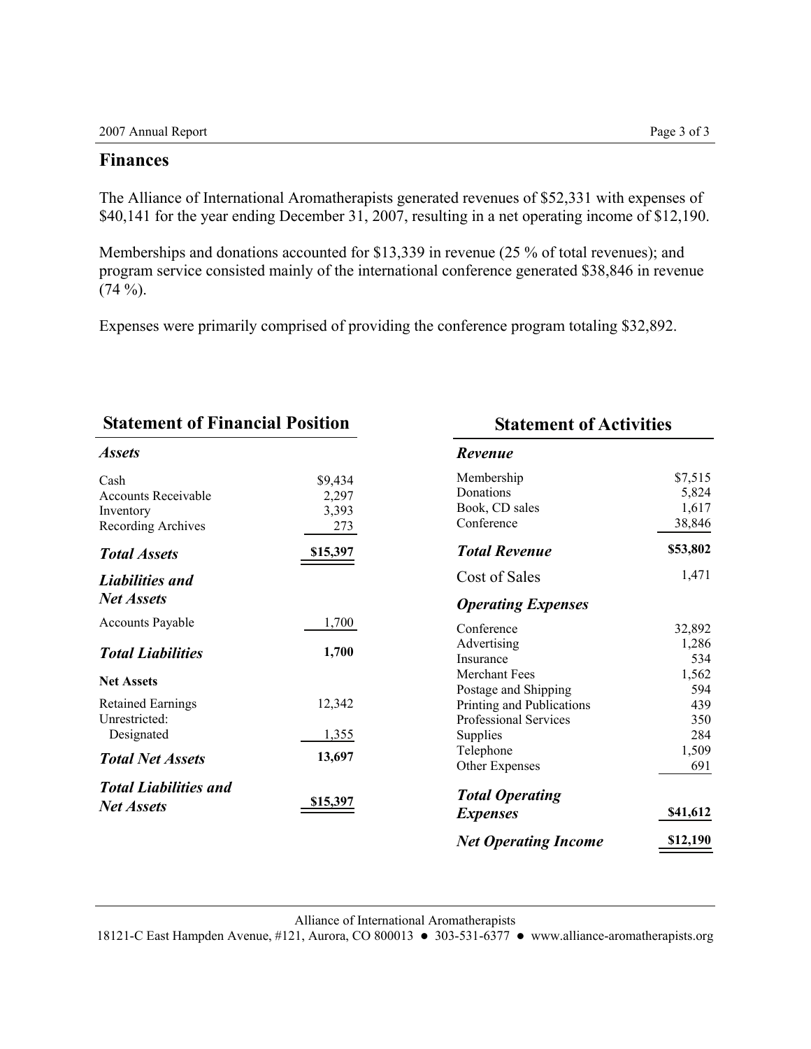## Finances

The Alliance of International Aromatherapists generated revenues of $52,331 with expenses of $40,141 for the year ending December 31, 2007, resulting in a net operating income of $12,190.

Memberships and donations accounted for $13,339 in revenue (25 % of total revenues); and program service consisted mainly of the international conference generated $38,846 in revenue (74 %).

Expenses were primarily comprised of providing the conference program totaling $32,892.

### Statement of Financial Position

| | |
|---|---|
| ***Assets*** | |
| Cash | $9,434 |
| Accounts Receivable | 2,297 |
| Inventory | 3,393 |
| Recording Archives | 273 |
| ***Total Assets*** | **$15,397** |
| ***Liabilities and Net Assets*** | |
| Accounts Payable | 1,700 |
| ***Total Liabilities*** | **1,700** |
| **Net Assets** | |
| Retained Earnings | 12,342 |
| Unrestricted: | |
| Designated | 1,355 |
| ***Total Net Assets*** | **13,697** |
| ***Total Liabilities and Net Assets*** | **$15,397** |

### Statement of Activities

| | |
|---|---|
| ***Revenue*** | |
| Membership | $7,515 |
| Donations | 5,824 |
| Book, CD sales | 1,617 |
| Conference | 38,846 |
| ***Total Revenue*** | **$53,802** |
| Cost of Sales | 1,471 |
| ***Operating Expenses*** | |
| Conference | 32,892 |
| Advertising | 1,286 |
| Insurance | 534 |
| Merchant Fees | 1,562 |
| Postage and Shipping | 594 |
| Printing and Publications | 439 |
| Professional Services | 350 |
| Supplies | 284 |
| Telephone | 1,509 |
| Other Expenses | 691 |
| ***Total Operating Expenses*** | **$41,612** |
| ***Net Operating Income*** | **$12,190** |

Alliance of International Aromatherapists
18121-C East Hampden Avenue, #121, Aurora, CO 800013 ● 303-531-6377 ● www.alliance-aromatherapists.org